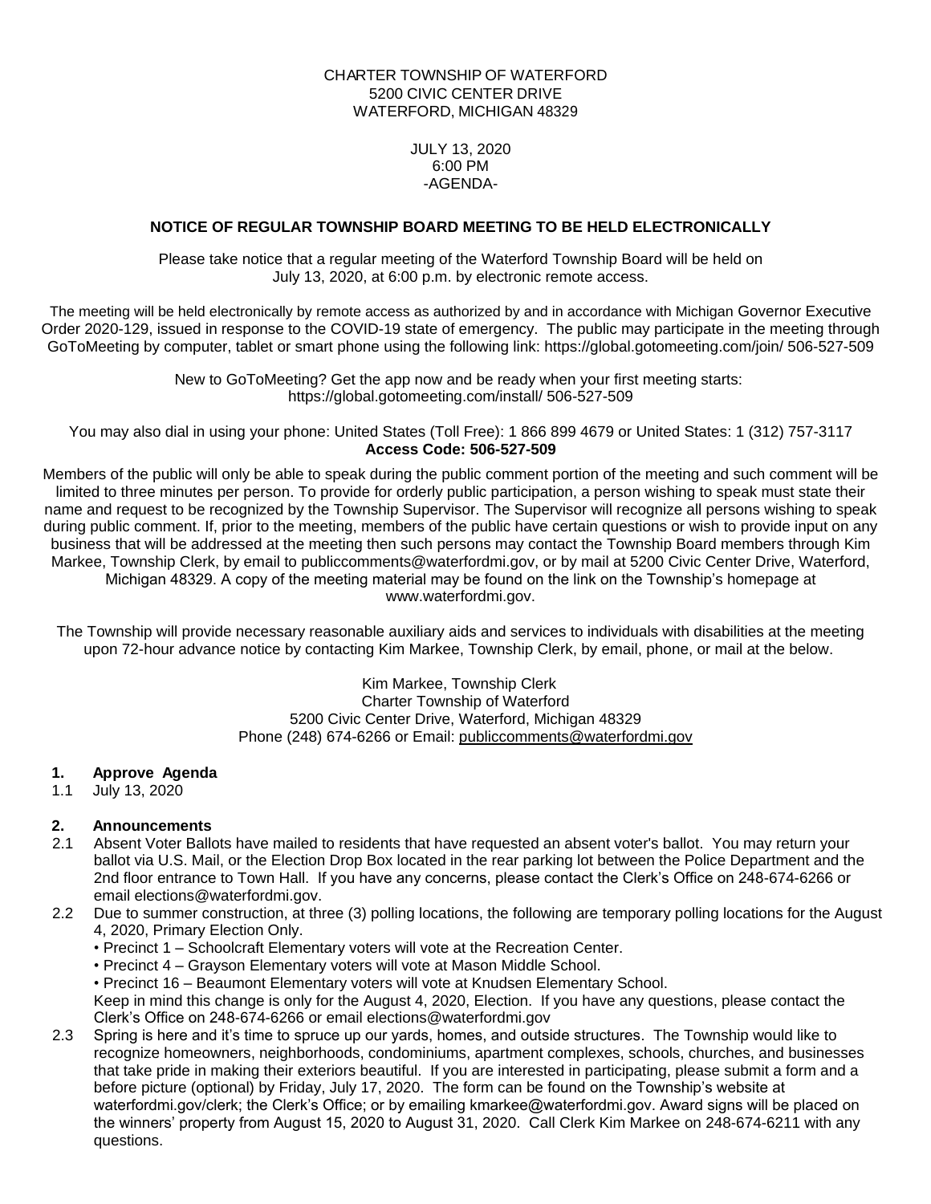CHARTER TOWNSHIP OF WATERFORD
5200 CIVIC CENTER DRIVE
WATERFORD, MICHIGAN 48329

JULY 13, 2020
6:00 PM
-AGENDA-

**NOTICE OF REGULAR TOWNSHIP BOARD MEETING TO BE HELD ELECTRONICALLY**

Please take notice that a regular meeting of the Waterford Township Board will be held on July 13, 2020, at 6:00 p.m. by electronic remote access.

The meeting will be held electronically by remote access as authorized by and in accordance with Michigan Governor Executive Order 2020-129, issued in response to the COVID-19 state of emergency. The public may participate in the meeting through GoToMeeting by computer, tablet or smart phone using the following link: https://global.gotomeeting.com/join/ 506-527-509

New to GoToMeeting? Get the app now and be ready when your first meeting starts: https://global.gotomeeting.com/install/ 506-527-509

You may also dial in using your phone: United States (Toll Free): 1 866 899 4679 or United States: 1 (312) 757-3117
**Access Code: 506-527-509**

Members of the public will only be able to speak during the public comment portion of the meeting and such comment will be limited to three minutes per person. To provide for orderly public participation, a person wishing to speak must state their name and request to be recognized by the Township Supervisor. The Supervisor will recognize all persons wishing to speak during public comment. If, prior to the meeting, members of the public have certain questions or wish to provide input on any business that will be addressed at the meeting then such persons may contact the Township Board members through Kim Markee, Township Clerk, by email to publiccomments@waterfordmi.gov, or by mail at 5200 Civic Center Drive, Waterford, Michigan 48329. A copy of the meeting material may be found on the link on the Township's homepage at www.waterfordmi.gov.

The Township will provide necessary reasonable auxiliary aids and services to individuals with disabilities at the meeting upon 72-hour advance notice by contacting Kim Markee, Township Clerk, by email, phone, or mail at the below.

Kim Markee, Township Clerk
Charter Township of Waterford
5200 Civic Center Drive, Waterford, Michigan 48329
Phone (248) 674-6266 or Email: publiccomments@waterfordmi.gov

**1. Approve Agenda**

1.1 July 13, 2020

**2. Announcements**

2.1 Absent Voter Ballots have mailed to residents that have requested an absent voter's ballot. You may return your ballot via U.S. Mail, or the Election Drop Box located in the rear parking lot between the Police Department and the 2nd floor entrance to Town Hall. If you have any concerns, please contact the Clerk's Office on 248-674-6266 or email elections@waterfordmi.gov.

2.2 Due to summer construction, at three (3) polling locations, the following are temporary polling locations for the August 4, 2020, Primary Election Only.
- Precinct 1 – Schoolcraft Elementary voters will vote at the Recreation Center.
- Precinct 4 – Grayson Elementary voters will vote at Mason Middle School.
- Precinct 16 – Beaumont Elementary voters will vote at Knudsen Elementary School.

Keep in mind this change is only for the August 4, 2020, Election. If you have any questions, please contact the Clerk's Office on 248-674-6266 or email elections@waterfordmi.gov

2.3 Spring is here and it's time to spruce up our yards, homes, and outside structures. The Township would like to recognize homeowners, neighborhoods, condominiums, apartment complexes, schools, churches, and businesses that take pride in making their exteriors beautiful. If you are interested in participating, please submit a form and a before picture (optional) by Friday, July 17, 2020. The form can be found on the Township's website at waterfordmi.gov/clerk; the Clerk's Office; or by emailing kmarkee@waterfordmi.gov. Award signs will be placed on the winners' property from August 15, 2020 to August 31, 2020. Call Clerk Kim Markee on 248-674-6211 with any questions.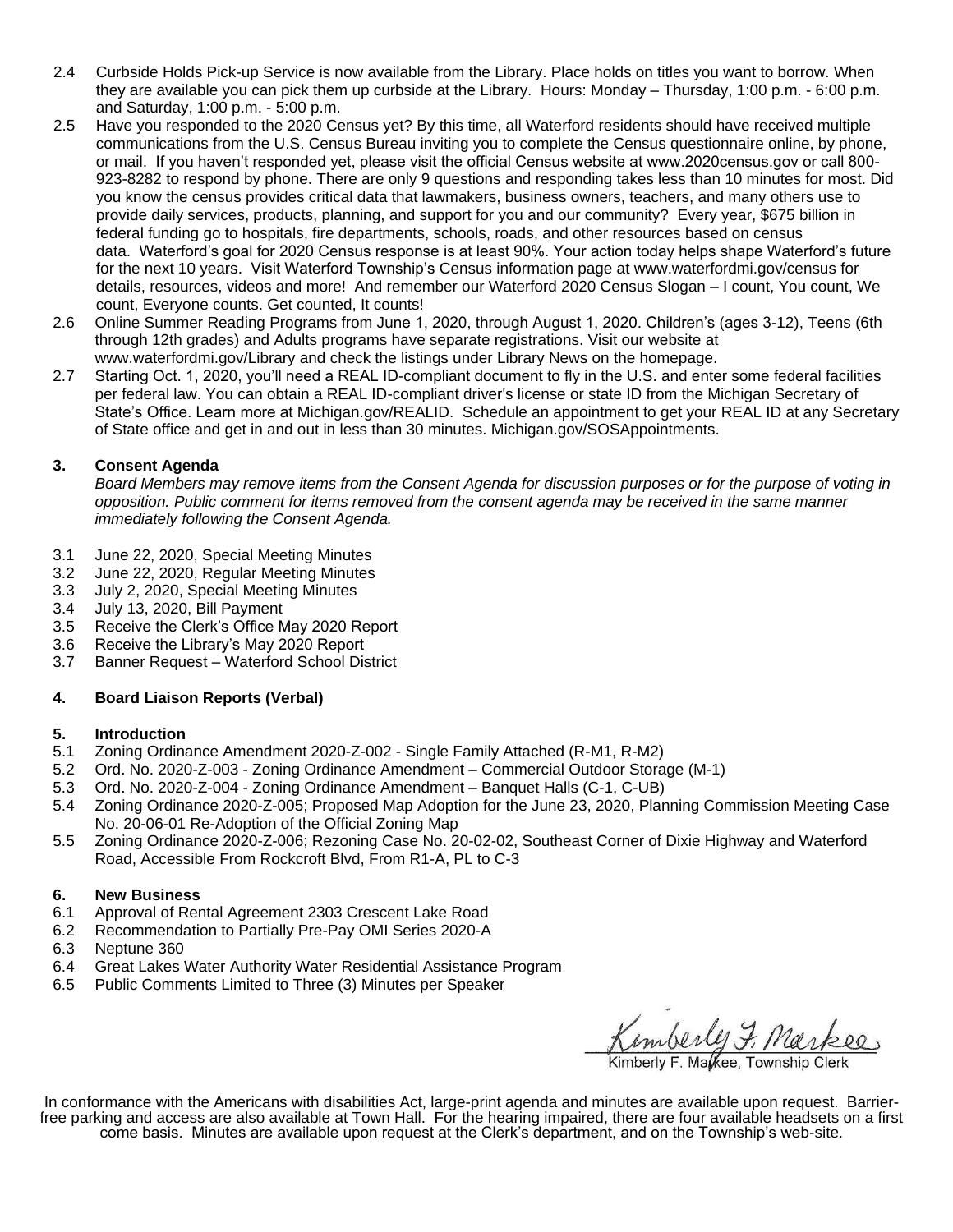2.4 Curbside Holds Pick-up Service is now available from the Library. Place holds on titles you want to borrow. When they are available you can pick them up curbside at the Library. Hours: Monday – Thursday, 1:00 p.m. - 6:00 p.m. and Saturday, 1:00 p.m. - 5:00 p.m.

2.5 Have you responded to the 2020 Census yet? By this time, all Waterford residents should have received multiple communications from the U.S. Census Bureau inviting you to complete the Census questionnaire online, by phone, or mail. If you haven't responded yet, please visit the official Census website at www.2020census.gov or call 800-923-8282 to respond by phone. There are only 9 questions and responding takes less than 10 minutes for most. Did you know the census provides critical data that lawmakers, business owners, teachers, and many others use to provide daily services, products, planning, and support for you and our community? Every year, $675 billion in federal funding go to hospitals, fire departments, schools, roads, and other resources based on census data. Waterford's goal for 2020 Census response is at least 90%. Your action today helps shape Waterford's future for the next 10 years. Visit Waterford Township's Census information page at www.waterfordmi.gov/census for details, resources, videos and more! And remember our Waterford 2020 Census Slogan – I count, You count, We count, Everyone counts. Get counted, It counts!

2.6 Online Summer Reading Programs from June 1, 2020, through August 1, 2020. Children's (ages 3-12), Teens (6th through 12th grades) and Adults programs have separate registrations. Visit our website at www.waterfordmi.gov/Library and check the listings under Library News on the homepage.

2.7 Starting Oct. 1, 2020, you'll need a REAL ID-compliant document to fly in the U.S. and enter some federal facilities per federal law. You can obtain a REAL ID-compliant driver's license or state ID from the Michigan Secretary of State's Office. Learn more at Michigan.gov/REALID. Schedule an appointment to get your REAL ID at any Secretary of State office and get in and out in less than 30 minutes. Michigan.gov/SOSAppointments.

**3. Consent Agenda**

*Board Members may remove items from the Consent Agenda for discussion purposes or for the purpose of voting in opposition. Public comment for items removed from the consent agenda may be received in the same manner immediately following the Consent Agenda.*

3.1 June 22, 2020, Special Meeting Minutes
3.2 June 22, 2020, Regular Meeting Minutes
3.3 July 2, 2020, Special Meeting Minutes
3.4 July 13, 2020, Bill Payment
3.5 Receive the Clerk's Office May 2020 Report
3.6 Receive the Library's May 2020 Report
3.7 Banner Request – Waterford School District

**4. Board Liaison Reports (Verbal)**

**5. Introduction**

5.1 Zoning Ordinance Amendment 2020-Z-002 - Single Family Attached (R-M1, R-M2)
5.2 Ord. No. 2020-Z-003 - Zoning Ordinance Amendment – Commercial Outdoor Storage (M-1)
5.3 Ord. No. 2020-Z-004 - Zoning Ordinance Amendment – Banquet Halls (C-1, C-UB)
5.4 Zoning Ordinance 2020-Z-005; Proposed Map Adoption for the June 23, 2020, Planning Commission Meeting Case No. 20-06-01 Re-Adoption of the Official Zoning Map
5.5 Zoning Ordinance 2020-Z-006; Rezoning Case No. 20-02-02, Southeast Corner of Dixie Highway and Waterford Road, Accessible From Rockcroft Blvd, From R1-A, PL to C-3

**6. New Business**

6.1 Approval of Rental Agreement 2303 Crescent Lake Road
6.2 Recommendation to Partially Pre-Pay OMI Series 2020-A
6.3 Neptune 360
6.4 Great Lakes Water Authority Water Residential Assistance Program
6.5 Public Comments Limited to Three (3) Minutes per Speaker

Kimberly F. Markee
Kimberly F. Markee, Township Clerk

In conformance with the Americans with disabilities Act, large-print agenda and minutes are available upon request. Barrier-free parking and access are also available at Town Hall. For the hearing impaired, there are four available headsets on a first come basis. Minutes are available upon request at the Clerk's department, and on the Township's web-site.